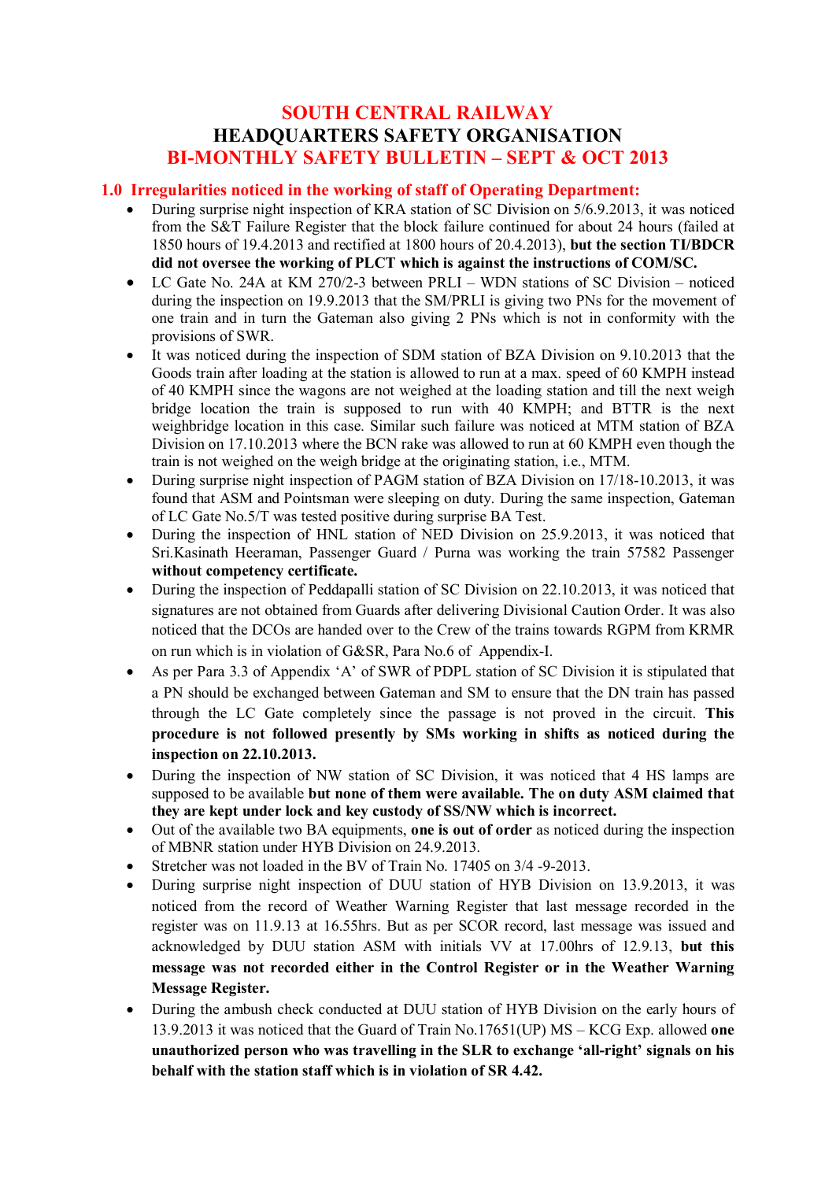# SOUTH CENTRAL RAILWAY
# HEADQUARTERS SAFETY ORGANISATION
# BI-MONTHLY SAFETY BULLETIN – SEPT & OCT 2013

## 1.0 Irregularities noticed in the working of staff of Operating Department:

- During surprise night inspection of KRA station of SC Division on 5/6.9.2013, it was noticed from the S&T Failure Register that the block failure continued for about 24 hours (failed at 1850 hours of 19.4.2013 and rectified at 1800 hours of 20.4.2013), **but the section TI/BDCR did not oversee the working of PLCT which is against the instructions of COM/SC.**
- LC Gate No. 24A at KM 270/2-3 between PRLI – WDN stations of SC Division – noticed during the inspection on 19.9.2013 that the SM/PRLI is giving two PNs for the movement of one train and in turn the Gateman also giving 2 PNs which is not in conformity with the provisions of SWR.
- It was noticed during the inspection of SDM station of BZA Division on 9.10.2013 that the Goods train after loading at the station is allowed to run at a max. speed of 60 KMPH instead of 40 KMPH since the wagons are not weighed at the loading station and till the next weigh bridge location the train is supposed to run with 40 KMPH; and BTTR is the next weighbridge location in this case. Similar such failure was noticed at MTM station of BZA Division on 17.10.2013 where the BCN rake was allowed to run at 60 KMPH even though the train is not weighed on the weigh bridge at the originating station, i.e., MTM.
- During surprise night inspection of PAGM station of BZA Division on 17/18-10.2013, it was found that ASM and Pointsman were sleeping on duty. During the same inspection, Gateman of LC Gate No.5/T was tested positive during surprise BA Test.
- During the inspection of HNL station of NED Division on 25.9.2013, it was noticed that Sri.Kasinath Heeraman, Passenger Guard / Purna was working the train 57582 Passenger **without competency certificate.**
- During the inspection of Peddapalli station of SC Division on 22.10.2013, it was noticed that signatures are not obtained from Guards after delivering Divisional Caution Order. It was also noticed that the DCOs are handed over to the Crew of the trains towards RGPM from KRMR on run which is in violation of G&SR, Para No.6 of Appendix-I.
- As per Para 3.3 of Appendix 'A' of SWR of PDPL station of SC Division it is stipulated that a PN should be exchanged between Gateman and SM to ensure that the DN train has passed through the LC Gate completely since the passage is not proved in the circuit. **This procedure is not followed presently by SMs working in shifts as noticed during the inspection on 22.10.2013.**
- During the inspection of NW station of SC Division, it was noticed that 4 HS lamps are supposed to be available **but none of them were available. The on duty ASM claimed that they are kept under lock and key custody of SS/NW which is incorrect.**
- Out of the available two BA equipments, **one is out of order** as noticed during the inspection of MBNR station under HYB Division on 24.9.2013.
- Stretcher was not loaded in the BV of Train No. 17405 on 3/4 -9-2013.
- During surprise night inspection of DUU station of HYB Division on 13.9.2013, it was noticed from the record of Weather Warning Register that last message recorded in the register was on 11.9.13 at 16.55hrs. But as per SCOR record, last message was issued and acknowledged by DUU station ASM with initials VV at 17.00hrs of 12.9.13, **but this message was not recorded either in the Control Register or in the Weather Warning Message Register.**
- During the ambush check conducted at DUU station of HYB Division on the early hours of 13.9.2013 it was noticed that the Guard of Train No.17651(UP) MS – KCG Exp. allowed **one unauthorized person who was travelling in the SLR to exchange 'all-right' signals on his behalf with the station staff which is in violation of SR 4.42.**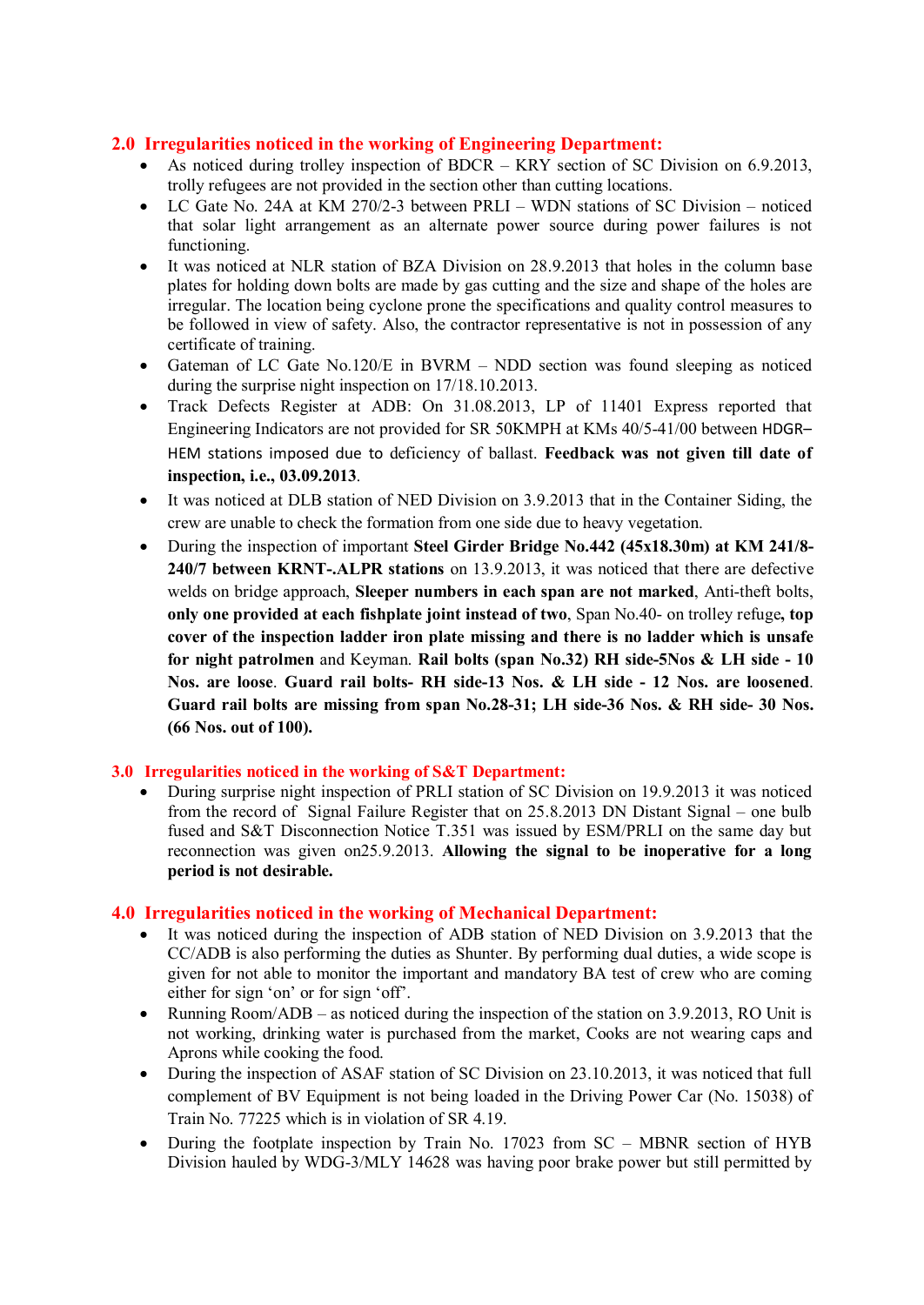## 2.0 Irregularities noticed in the working of Engineering Department:

- As noticed during trolley inspection of BDCR – KRY section of SC Division on 6.9.2013, trolly refugees are not provided in the section other than cutting locations.
- LC Gate No. 24A at KM 270/2-3 between PRLI – WDN stations of SC Division – noticed that solar light arrangement as an alternate power source during power failures is not functioning.
- It was noticed at NLR station of BZA Division on 28.9.2013 that holes in the column base plates for holding down bolts are made by gas cutting and the size and shape of the holes are irregular. The location being cyclone prone the specifications and quality control measures to be followed in view of safety. Also, the contractor representative is not in possession of any certificate of training.
- Gateman of LC Gate No.120/E in BVRM – NDD section was found sleeping as noticed during the surprise night inspection on 17/18.10.2013.
- Track Defects Register at ADB: On 31.08.2013, LP of 11401 Express reported that Engineering Indicators are not provided for SR 50KMPH at KMs 40/5-41/00 between HDGR–HEM stations imposed due to deficiency of ballast. **Feedback was not given till date of inspection, i.e., 03.09.2013**.
- It was noticed at DLB station of NED Division on 3.9.2013 that in the Container Siding, the crew are unable to check the formation from one side due to heavy vegetation.
- During the inspection of important **Steel Girder Bridge No.442 (45x18.30m) at KM 241/8-240/7 between KRNT-.ALPR stations** on 13.9.2013, it was noticed that there are defective welds on bridge approach, **Sleeper numbers in each span are not marked**, Anti-theft bolts, **only one provided at each fishplate joint instead of two**, Span No.40- on trolley refuge**, top cover of the inspection ladder iron plate missing and there is no ladder which is unsafe for night patrolmen** and Keyman. **Rail bolts (span No.32) RH side-5Nos & LH side - 10 Nos. are loose**. **Guard rail bolts- RH side-13 Nos. & LH side - 12 Nos. are loosened**. **Guard rail bolts are missing from span No.28-31; LH side-36 Nos. & RH side- 30 Nos. (66 Nos. out of 100).**

## 3.0 Irregularities noticed in the working of S&T Department:

- During surprise night inspection of PRLI station of SC Division on 19.9.2013 it was noticed from the record of Signal Failure Register that on 25.8.2013 DN Distant Signal – one bulb fused and S&T Disconnection Notice T.351 was issued by ESM/PRLI on the same day but reconnection was given on25.9.2013. **Allowing the signal to be inoperative for a long period is not desirable.**

## 4.0 Irregularities noticed in the working of Mechanical Department:

- It was noticed during the inspection of ADB station of NED Division on 3.9.2013 that the CC/ADB is also performing the duties as Shunter. By performing dual duties, a wide scope is given for not able to monitor the important and mandatory BA test of crew who are coming either for sign 'on' or for sign 'off'.
- Running Room/ADB – as noticed during the inspection of the station on 3.9.2013, RO Unit is not working, drinking water is purchased from the market, Cooks are not wearing caps and Aprons while cooking the food.
- During the inspection of ASAF station of SC Division on 23.10.2013, it was noticed that full complement of BV Equipment is not being loaded in the Driving Power Car (No. 15038) of Train No. 77225 which is in violation of SR 4.19.
- During the footplate inspection by Train No. 17023 from SC – MBNR section of HYB Division hauled by WDG-3/MLY 14628 was having poor brake power but still permitted by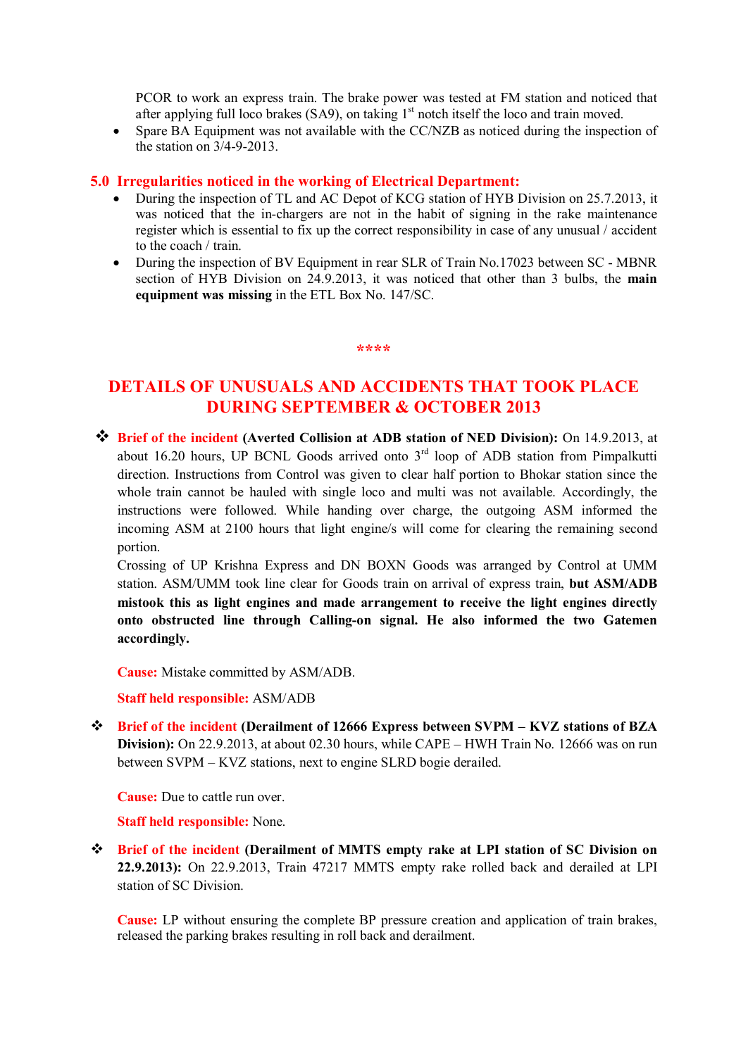PCOR to work an express train. The brake power was tested at FM station and noticed that after applying full loco brakes (SA9), on taking 1st notch itself the loco and train moved.

- Spare BA Equipment was not available with the CC/NZB as noticed during the inspection of the station on 3/4-9-2013.

## 5.0 Irregularities noticed in the working of Electrical Department:

- During the inspection of TL and AC Depot of KCG station of HYB Division on 25.7.2013, it was noticed that the in-chargers are not in the habit of signing in the rake maintenance register which is essential to fix up the correct responsibility in case of any unusual / accident to the coach / train.
- During the inspection of BV Equipment in rear SLR of Train No.17023 between SC - MBNR section of HYB Division on 24.9.2013, it was noticed that other than 3 bulbs, the **main equipment was missing** in the ETL Box No. 147/SC.

****

# DETAILS OF UNUSUALS AND ACCIDENTS THAT TOOK PLACE DURING SEPTEMBER & OCTOBER 2013

❖ **Brief of the incident (Averted Collision at ADB station of NED Division):** On 14.9.2013, at about 16.20 hours, UP BCNL Goods arrived onto 3rd loop of ADB station from Pimpalkutti direction. Instructions from Control was given to clear half portion to Bhokar station since the whole train cannot be hauled with single loco and multi was not available. Accordingly, the instructions were followed. While handing over charge, the outgoing ASM informed the incoming ASM at 2100 hours that light engine/s will come for clearing the remaining second portion.

Crossing of UP Krishna Express and DN BOXN Goods was arranged by Control at UMM station. ASM/UMM took line clear for Goods train on arrival of express train, **but ASM/ADB mistook this as light engines and made arrangement to receive the light engines directly onto obstructed line through Calling-on signal. He also informed the two Gatemen accordingly.**

**Cause:** Mistake committed by ASM/ADB.

**Staff held responsible:** ASM/ADB

❖ **Brief of the incident (Derailment of 12666 Express between SVPM – KVZ stations of BZA Division):** On 22.9.2013, at about 02.30 hours, while CAPE – HWH Train No. 12666 was on run between SVPM – KVZ stations, next to engine SLRD bogie derailed.

**Cause:** Due to cattle run over.

**Staff held responsible:** None.

❖ **Brief of the incident (Derailment of MMTS empty rake at LPI station of SC Division on 22.9.2013):** On 22.9.2013, Train 47217 MMTS empty rake rolled back and derailed at LPI station of SC Division.

**Cause:** LP without ensuring the complete BP pressure creation and application of train brakes, released the parking brakes resulting in roll back and derailment.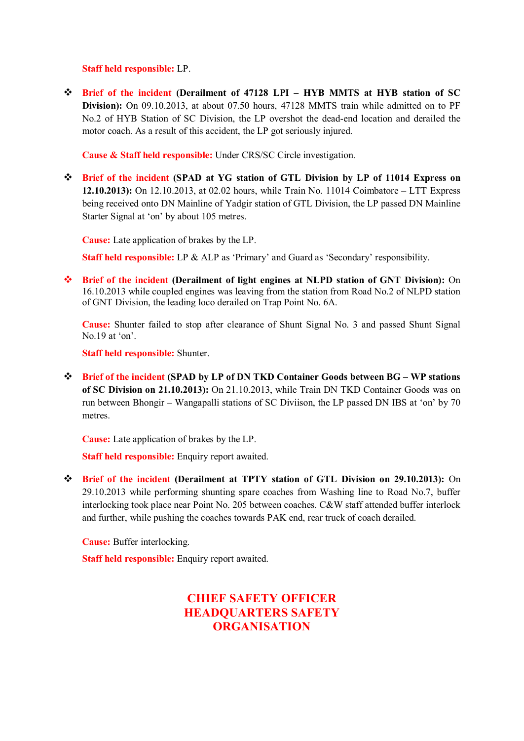**Staff held responsible:** LP.

- **Brief of the incident (Derailment of 47128 LPI – HYB MMTS at HYB station of SC Division):** On 09.10.2013, at about 07.50 hours, 47128 MMTS train while admitted on to PF No.2 of HYB Station of SC Division, the LP overshot the dead-end location and derailed the motor coach. As a result of this accident, the LP got seriously injured.

  **Cause & Staff held responsible:** Under CRS/SC Circle investigation.

- **Brief of the incident (SPAD at YG station of GTL Division by LP of 11014 Express on 12.10.2013):** On 12.10.2013, at 02.02 hours, while Train No. 11014 Coimbatore – LTT Express being received onto DN Mainline of Yadgir station of GTL Division, the LP passed DN Mainline Starter Signal at 'on' by about 105 metres.

  **Cause:** Late application of brakes by the LP.

  **Staff held responsible:** LP & ALP as 'Primary' and Guard as 'Secondary' responsibility.

- **Brief of the incident (Derailment of light engines at NLPD station of GNT Division):** On 16.10.2013 while coupled engines was leaving from the station from Road No.2 of NLPD station of GNT Division, the leading loco derailed on Trap Point No. 6A.

  **Cause:** Shunter failed to stop after clearance of Shunt Signal No. 3 and passed Shunt Signal No.19 at 'on'.

  **Staff held responsible:** Shunter.

- **Brief of the incident (SPAD by LP of DN TKD Container Goods between BG – WP stations of SC Division on 21.10.2013):** On 21.10.2013, while Train DN TKD Container Goods was on run between Bhongir – Wangapalli stations of SC Diviison, the LP passed DN IBS at 'on' by 70 metres.

  **Cause:** Late application of brakes by the LP.

  **Staff held responsible:** Enquiry report awaited.

- **Brief of the incident (Derailment at TPTY station of GTL Division on 29.10.2013):** On 29.10.2013 while performing shunting spare coaches from Washing line to Road No.7, buffer interlocking took place near Point No. 205 between coaches. C&W staff attended buffer interlock and further, while pushing the coaches towards PAK end, rear truck of coach derailed.

  **Cause:** Buffer interlocking.

  **Staff held responsible:** Enquiry report awaited.

**CHIEF SAFETY OFFICER**
**HEADQUARTERS SAFETY ORGANISATION**